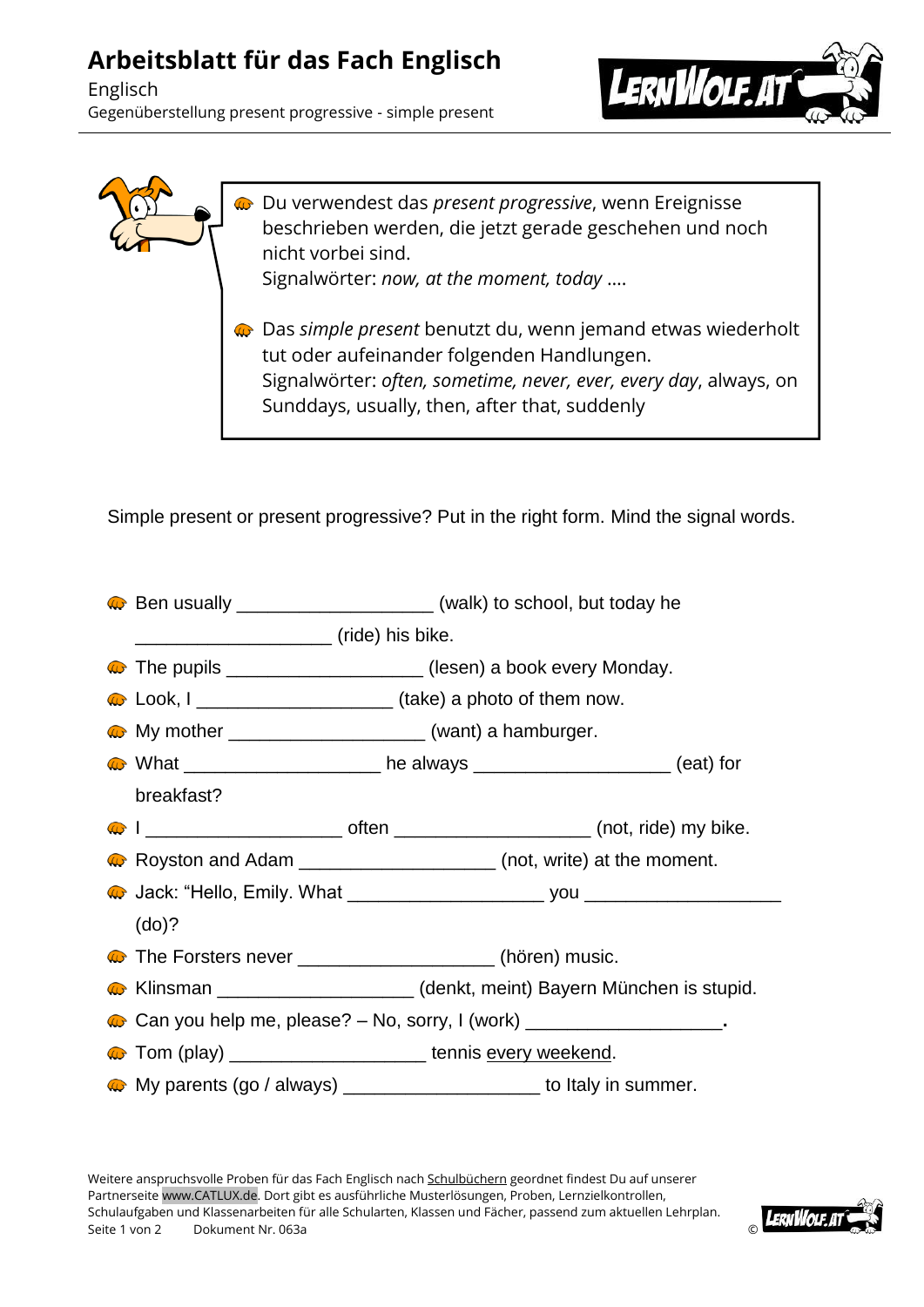# Arbeitsblatt für das Fach Englisch

Englisch

Gegenüberstellung present progressive - simple present

- Du verwendest das *present progressive*, wenn Ereignisse beschrieben werden, die jetzt gerade geschehen und noch nicht vorbei sind.
  Signalwörter: *now, at the moment, today* ….

- Das *simple present* benutzt du, wenn jemand etwas wiederholt tut oder aufeinander folgenden Handlungen.
  Signalwörter: *often, sometime, never, ever, every day*, always, on Sunddays, usually, then, after that, suddenly

Simple present or present progressive? Put in the right form. Mind the signal words.

- Ben usually ___________________ (walk) to school, but today he ___________________ (ride) his bike.
- The pupils ___________________ (lesen) a book every Monday.
- Look, I ___________________ (take) a photo of them now.
- My mother ___________________ (want) a hamburger.
- What ___________________ he always ___________________ (eat) for breakfast?
- I ___________________ often ___________________ (not, ride) my bike.
- Royston and Adam ___________________ (not, write) at the moment.
- Jack: "Hello, Emily. What ___________________ you ___________________ (do)?
- The Forsters never ___________________ (hören) music.
- Klinsman ___________________ (denkt, meint) Bayern München is stupid.
- Can you help me, please? – No, sorry, I (work) ___________________**.**
- Tom (play) ___________________ tennis <u>every weekend</u>.
- My parents (go / always) ___________________ to Italy in summer.

Weitere anspruchsvolle Proben für das Fach Englisch nach Schulbüchern geordnet findest Du auf unserer Partnerseite www.CATLUX.de. Dort gibt es ausführliche Musterlösungen, Proben, Lernzielkontrollen, Schulaufgaben und Klassenarbeiten für alle Schularten, Klassen und Fächer, passend zum aktuellen Lehrplan.

Dokument Nr. 063a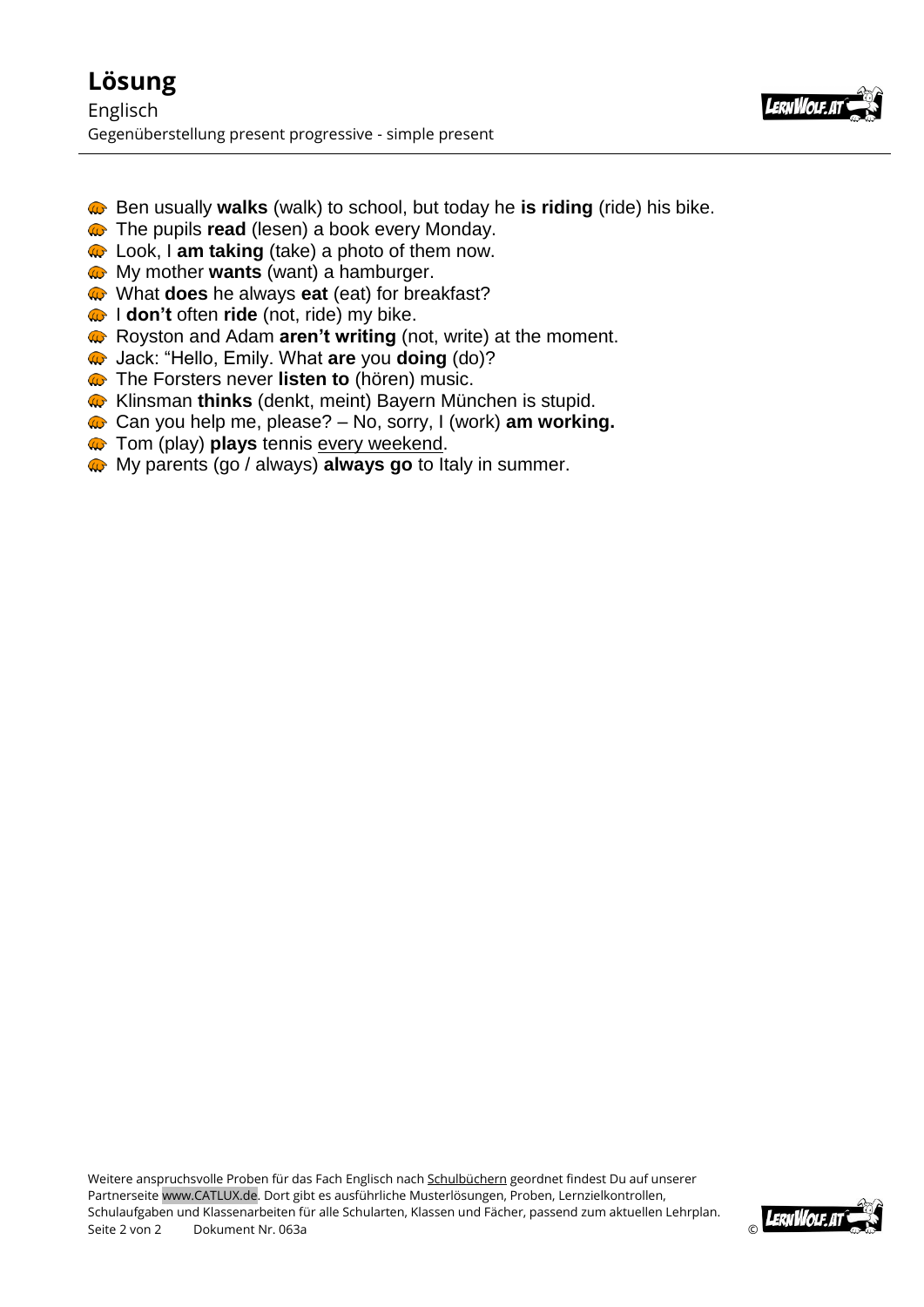# Lösung

Englisch

Gegenüberstellung present progressive - simple present

- Ben usually **walks** (walk) to school, but today he **is riding** (ride) his bike.
- The pupils **read** (lesen) a book every Monday.
- Look, I **am taking** (take) a photo of them now.
- My mother **wants** (want) a hamburger.
- What **does** he always **eat** (eat) for breakfast?
- I **don't** often **ride** (not, ride) my bike.
- Royston and Adam **aren't writing** (not, write) at the moment.
- Jack: "Hello, Emily. What **are** you **doing** (do)?
- The Forsters never **listen to** (hören) music.
- Klinsman **thinks** (denkt, meint) Bayern München is stupid.
- Can you help me, please? – No, sorry, I (work) **am working.**
- Tom (play) **plays** tennis <u>every weekend</u>.
- My parents (go / always) **always go** to Italy in summer.

Weitere anspruchsvolle Proben für das Fach Englisch nach Schulbüchern geordnet findest Du auf unserer Partnerseite www.CATLUX.de. Dort gibt es ausführliche Musterlösungen, Proben, Lernzielkontrollen, Schulaufgaben und Klassenarbeiten für alle Schularten, Klassen und Fächer, passend zum aktuellen Lehrplan.

Dokument Nr. 063a